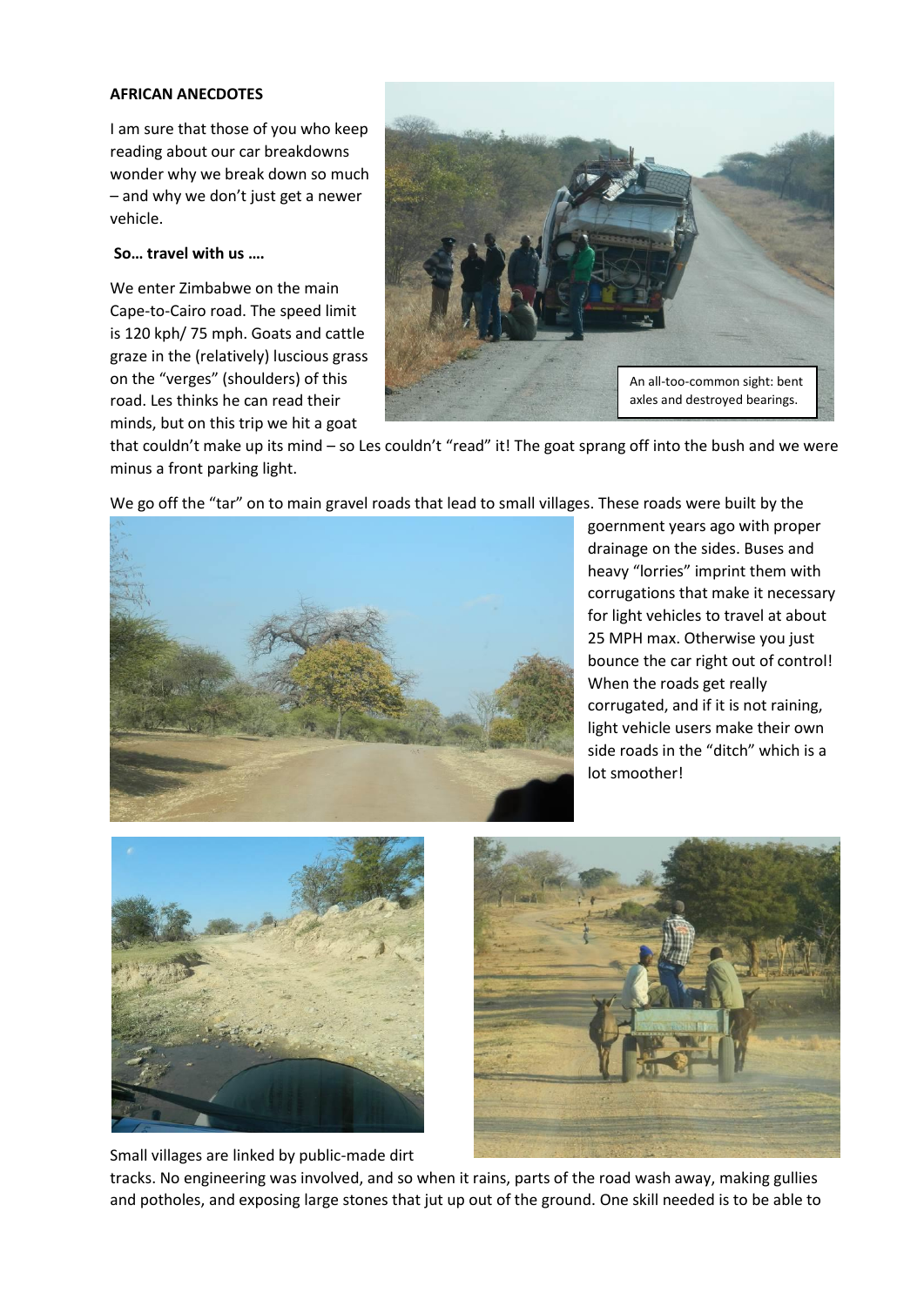**AFRICAN ANECDOTES**

I am sure that those of you who keep reading about our car breakdowns wonder why we break down so much – and why we don't just get a newer vehicle.

**So… travel with us ….**

We enter Zimbabwe on the main Cape-to-Cairo road. The speed limit is 120 kph/ 75 mph. Goats and cattle graze in the (relatively) luscious grass on the "verges" (shoulders) of this road. Les thinks he can read their minds, but on this trip we hit a goat that couldn't make up its mind – so Les couldn't "read" it! The goat sprang off into the bush and we were minus a front parking light.

An all-too-common sight: bent axles and destroyed bearings.

We go off the "tar" on to main gravel roads that lead to small villages. These roads were built by the goernment years ago with proper drainage on the sides. Buses and heavy "lorries" imprint them with corrugations that make it necessary for light vehicles to travel at about 25 MPH max. Otherwise you just bounce the car right out of control! When the roads get really corrugated, and if it is not raining, light vehicle users make their own side roads in the "ditch" which is a lot smoother!

Small villages are linked by public-made dirt tracks. No engineering was involved, and so when it rains, parts of the road wash away, making gullies and potholes, and exposing large stones that jut up out of the ground. One skill needed is to be able to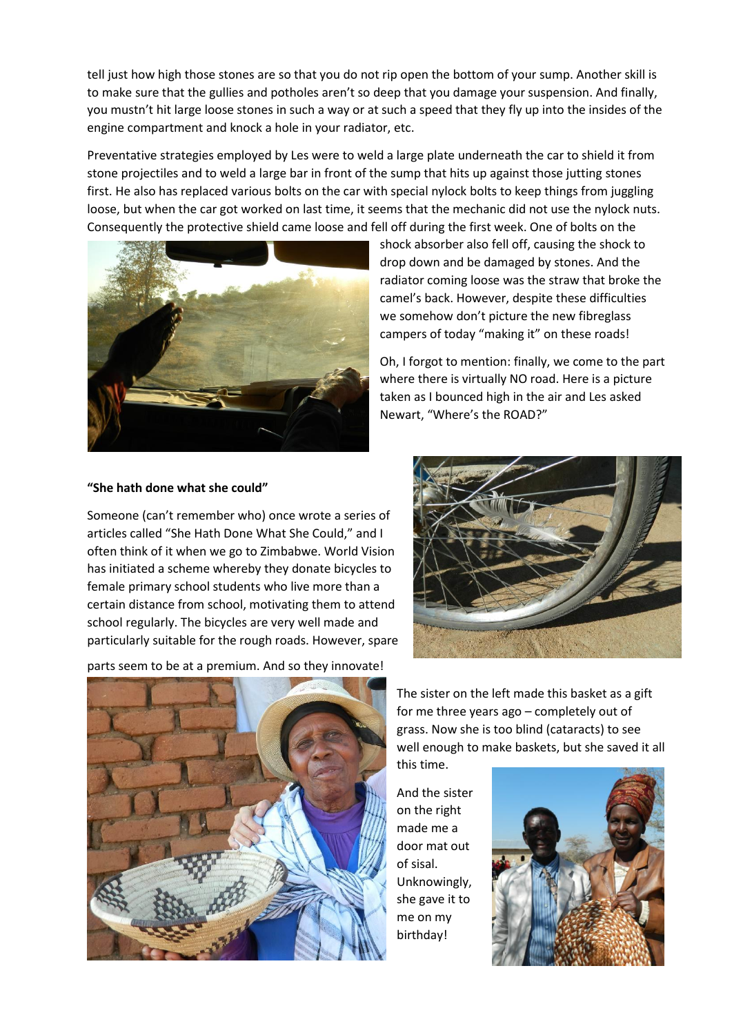tell just how high those stones are so that you do not rip open the bottom of your sump. Another skill is to make sure that the gullies and potholes aren't so deep that you damage your suspension. And finally, you mustn't hit large loose stones in such a way or at such a speed that they fly up into the insides of the engine compartment and knock a hole in your radiator, etc.

Preventative strategies employed by Les were to weld a large plate underneath the car to shield it from stone projectiles and to weld a large bar in front of the sump that hits up against those jutting stones first. He also has replaced various bolts on the car with special nylock bolts to keep things from juggling loose, but when the car got worked on last time, it seems that the mechanic did not use the nylock nuts. Consequently the protective shield came loose and fell off during the first week. One of bolts on the shock absorber also fell off, causing the shock to drop down and be damaged by stones. And the radiator coming loose was the straw that broke the camel's back. However, despite these difficulties we somehow don't picture the new fibreglass campers of today "making it" on these roads!

Oh, I forgot to mention: finally, we come to the part where there is virtually NO road. Here is a picture taken as I bounced high in the air and Les asked Newart, "Where's the ROAD?"

**"She hath done what she could"**

Someone (can't remember who) once wrote a series of articles called "She Hath Done What She Could," and I often think of it when we go to Zimbabwe. World Vision has initiated a scheme whereby they donate bicycles to female primary school students who live more than a certain distance from school, motivating them to attend school regularly. The bicycles are very well made and particularly suitable for the rough roads. However, spare parts seem to be at a premium. And so they innovate!

The sister on the left made this basket as a gift for me three years ago – completely out of grass. Now she is too blind (cataracts) to see well enough to make baskets, but she saved it all this time.

And the sister on the right made me a door mat out of sisal. Unknowingly, she gave it to me on my birthday!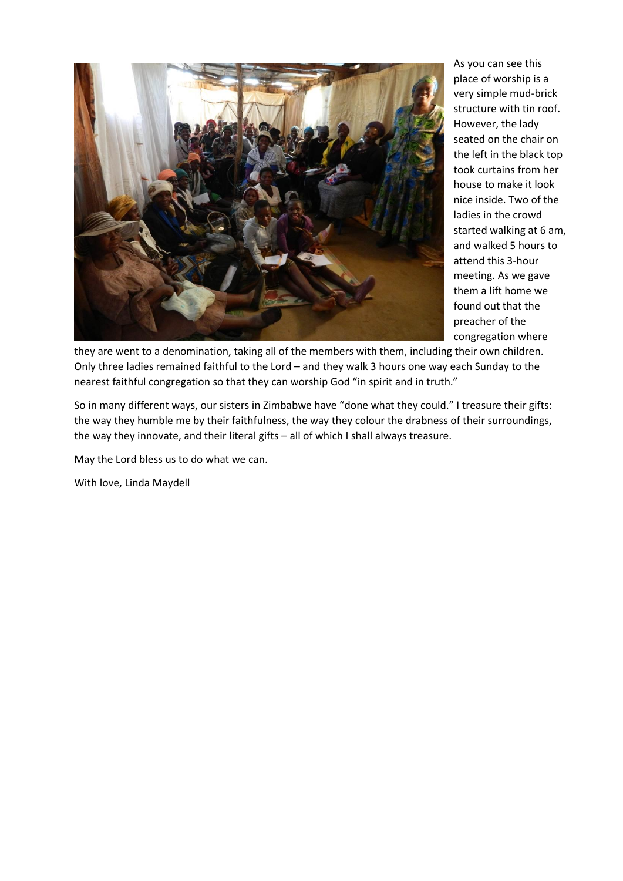As you can see this place of worship is a very simple mud-brick structure with tin roof. However, the lady seated on the chair on the left in the black top took curtains from her house to make it look nice inside. Two of the ladies in the crowd started walking at 6 am, and walked 5 hours to attend this 3-hour meeting. As we gave them a lift home we found out that the preacher of the congregation where they are went to a denomination, taking all of the members with them, including their own children. Only three ladies remained faithful to the Lord – and they walk 3 hours one way each Sunday to the nearest faithful congregation so that they can worship God "in spirit and in truth."

So in many different ways, our sisters in Zimbabwe have "done what they could." I treasure their gifts: the way they humble me by their faithfulness, the way they colour the drabness of their surroundings, the way they innovate, and their literal gifts – all of which I shall always treasure.

May the Lord bless us to do what we can.

With love, Linda Maydell